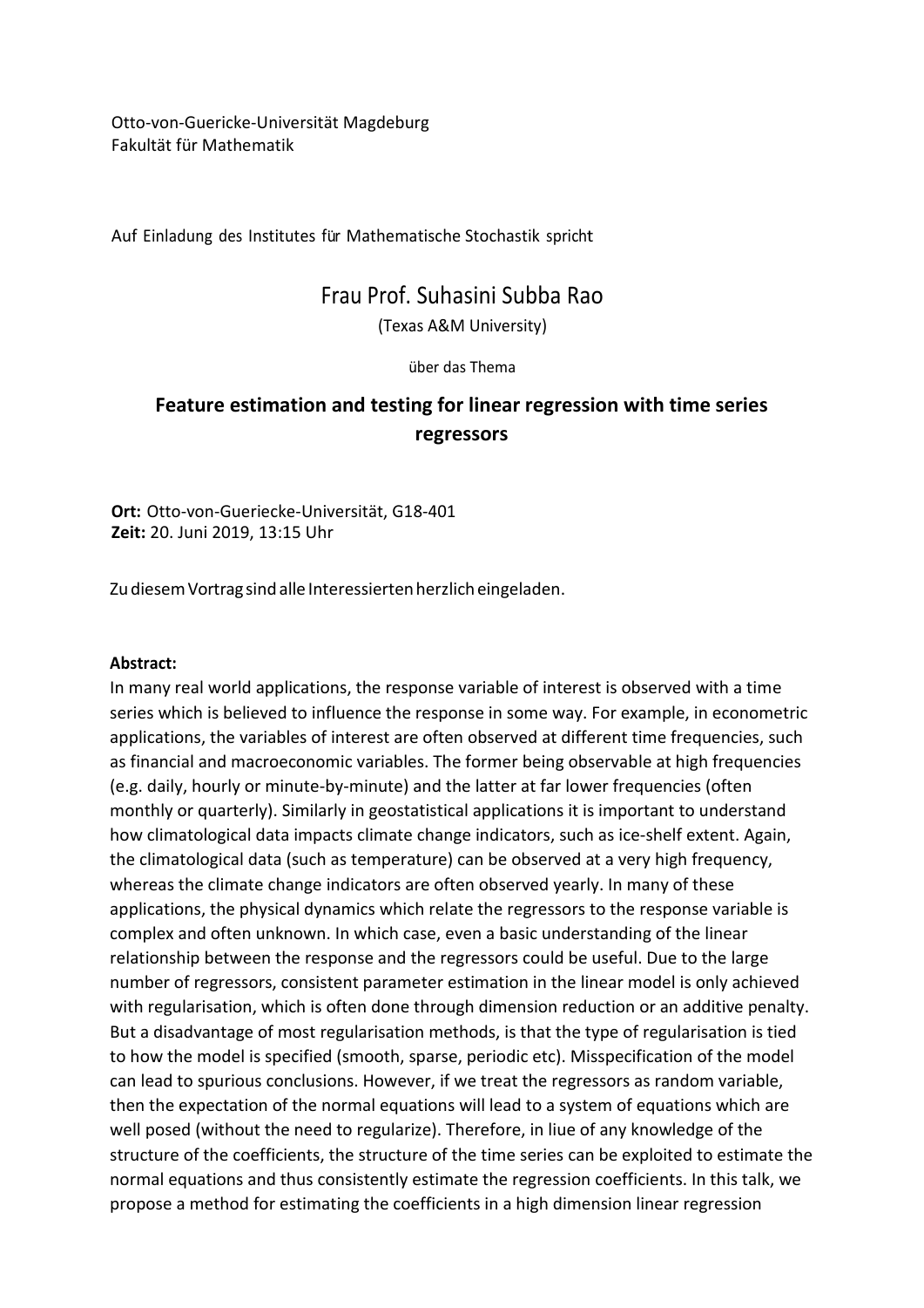Otto-von-Guericke-Universität Magdeburg
Fakultät für Mathematik

Auf Einladung des Institutes für Mathematische Stochastik spricht

# Frau Prof. Suhasini Subba Rao

(Texas A&M University)

über das Thema

## Feature estimation and testing for linear regression with time series regressors

**Ort:** Otto-von-Gueriecke-Universität, G18-401
**Zeit:** 20. Juni 2019, 13:15 Uhr

Zu diesem Vortrag sind alle Interessierten herzlich eingeladen.

**Abstract:**
In many real world applications, the response variable of interest is observed with a time series which is believed to influence the response in some way. For example, in econometric applications, the variables of interest are often observed at different time frequencies, such as financial and macroeconomic variables. The former being observable at high frequencies (e.g. daily, hourly or minute-by-minute) and the latter at far lower frequencies (often monthly or quarterly). Similarly in geostatistical applications it is important to understand how climatological data impacts climate change indicators, such as ice-shelf extent. Again, the climatological data (such as temperature) can be observed at a very high frequency, whereas the climate change indicators are often observed yearly. In many of these applications, the physical dynamics which relate the regressors to the response variable is complex and often unknown. In which case, even a basic understanding of the linear relationship between the response and the regressors could be useful. Due to the large number of regressors, consistent parameter estimation in the linear model is only achieved with regularisation, which is often done through dimension reduction or an additive penalty. But a disadvantage of most regularisation methods, is that the type of regularisation is tied to how the model is specified (smooth, sparse, periodic etc). Misspecification of the model can lead to spurious conclusions. However, if we treat the regressors as random variable, then the expectation of the normal equations will lead to a system of equations which are well posed (without the need to regularize). Therefore, in liue of any knowledge of the structure of the coefficients, the structure of the time series can be exploited to estimate the normal equations and thus consistently estimate the regression coefficients. In this talk, we propose a method for estimating the coefficients in a high dimension linear regression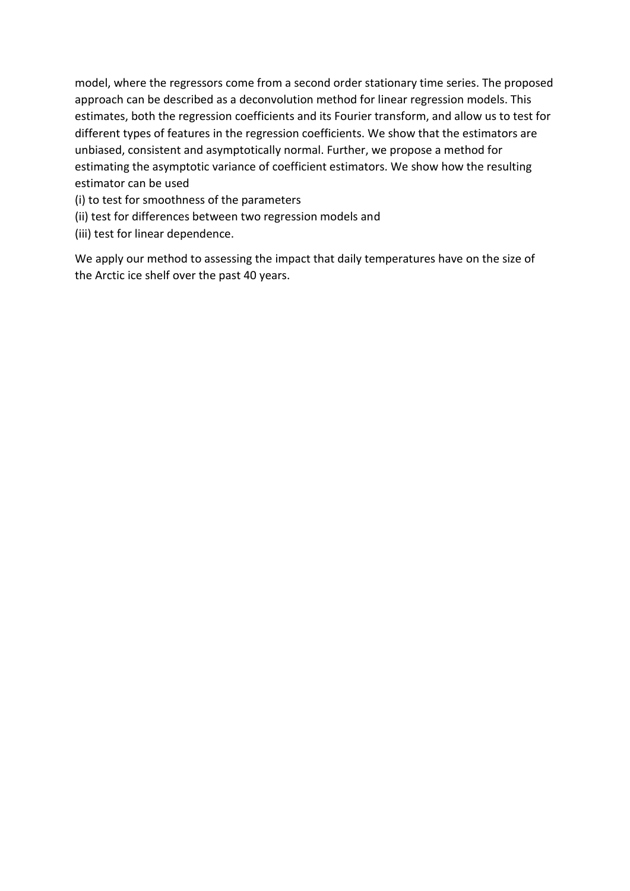model, where the regressors come from a second order stationary time series. The proposed approach can be described as a deconvolution method for linear regression models. This estimates, both the regression coefficients and its Fourier transform, and allow us to test for different types of features in the regression coefficients. We show that the estimators are unbiased, consistent and asymptotically normal. Further, we propose a method for estimating the asymptotic variance of coefficient estimators. We show how the resulting estimator can be used

(i) to test for smoothness of the parameters
(ii) test for differences between two regression models and
(iii) test for linear dependence.

We apply our method to assessing the impact that daily temperatures have on the size of the Arctic ice shelf over the past 40 years.